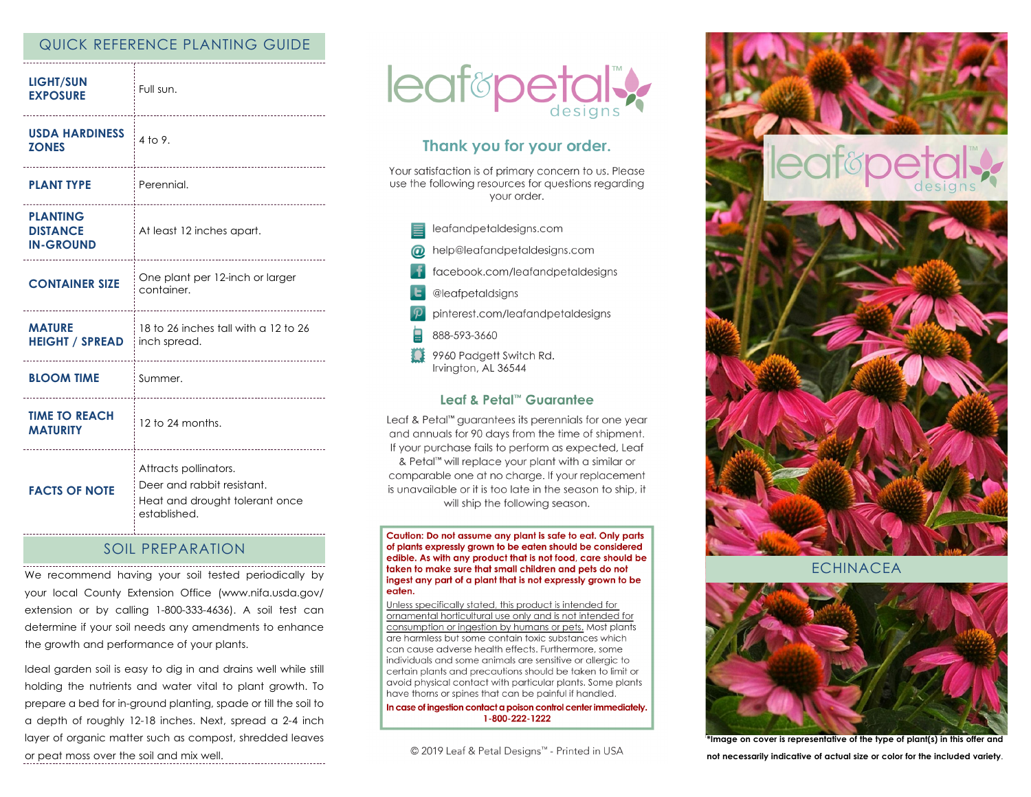## QUICK REFERENCE PLANTING GUIDE

| | |
|---|---|
| **LIGHT/SUN EXPOSURE** | Full sun. |
| **USDA HARDINESS ZONES** | 4 to 9. |
| **PLANT TYPE** | Perennial. |
| **PLANTING DISTANCE IN-GROUND** | At least 12 inches apart. |
| **CONTAINER SIZE** | One plant per 12-inch or larger container. |
| **MATURE HEIGHT / SPREAD** | 18 to 26 inches tall with a 12 to 26 inch spread. |
| **BLOOM TIME** | Summer. |
| **TIME TO REACH MATURITY** | 12 to 24 months. |
| **FACTS OF NOTE** | Attracts pollinators.<br>Deer and rabbit resistant.<br>Heat and drought tolerant once established. |

## SOIL PREPARATION

We recommend having your soil tested periodically by your local County Extension Office (www.nifa.usda.gov/extension or by calling 1-800-333-4636). A soil test can determine if your soil needs any amendments to enhance the growth and performance of your plants.

Ideal garden soil is easy to dig in and drains well while still holding the nutrients and water vital to plant growth. To prepare a bed for in-ground planting, spade or till the soil to a depth of roughly 12-18 inches. Next, spread a 2-4 inch layer of organic matter such as compost, shredded leaves or peat moss over the soil and mix well.

leaf&petal™ designs

### Thank you for your order.

Your satisfaction is of primary concern to us. Please use the following resources for questions regarding your order.

- leafandpetaldesigns.com
- help@leafandpetaldesigns.com
- facebook.com/leafandpetaldesigns
- @leafpetaldsigns
- pinterest.com/leafandpetaldesigns
- 888-593-3660
- 9960 Padgett Switch Rd.
  Irvington, AL 36544

### Leaf & Petal™ Guarantee

Leaf & Petal™ guarantees its perennials for one year and annuals for 90 days from the time of shipment. If your purchase fails to perform as expected, Leaf & Petal™ will replace your plant with a similar or comparable one at no charge. If your replacement is unavailable or it is too late in the season to ship, it will ship the following season.

**Caution: Do not assume any plant is safe to eat. Only parts of plants expressly grown to be eaten should be considered edible. As with any product that is not food, care should be taken to make sure that small children and pets do not ingest any part of a plant that is not expressly grown to be eaten.**

Unless specifically stated, this product is intended for ornamental horticultural use only and is not intended for consumption or ingestion by humans or pets. Most plants are harmless but some contain toxic substances which can cause adverse health effects. Furthermore, some individuals and some animals are sensitive or allergic to certain plants and precautions should be taken to limit or avoid physical contact with particular plants. Some plants have thorns or spines that can be painful if handled.

**In case of ingestion contact a poison control center immediately. 1-800-222-1222**

© 2019 Leaf & Petal Designs™ - Printed in USA

leaf&petal™ designs

## ECHINACEA

**\*Image on cover is representative of the type of plant(s) in this offer and not necessarily indicative of actual size or color for the included variety.**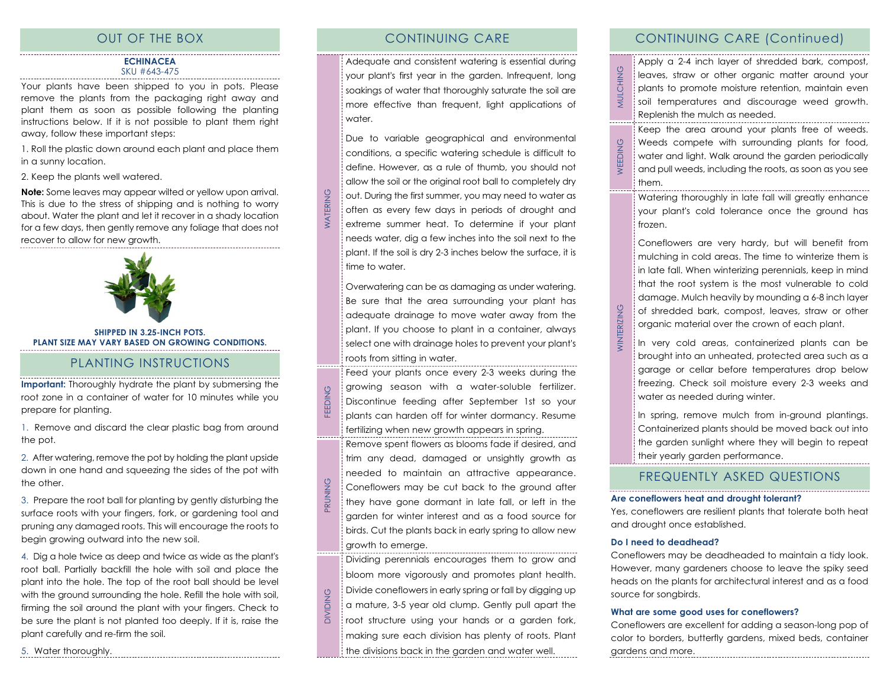## OUT OF THE BOX

**ECHINACEA**
SKU #643-475

Your plants have been shipped to you in pots. Please remove the plants from the packaging right away and plant them as soon as possible following the planting instructions below. If it is not possible to plant them right away, follow these important steps:

1. Roll the plastic down around each plant and place them in a sunny location.
2. Keep the plants well watered.

**Note:** Some leaves may appear wilted or yellow upon arrival. This is due to the stress of shipping and is nothing to worry about. Water the plant and let it recover in a shady location for a few days, then gently remove any foliage that does not recover to allow for new growth.

**SHIPPED IN 3.25-INCH POTS.**
**PLANT SIZE MAY VARY BASED ON GROWING CONDITIONS.**

## PLANTING INSTRUCTIONS

**Important:** Thoroughly hydrate the plant by submersing the root zone in a container of water for 10 minutes while you prepare for planting.

1. Remove and discard the clear plastic bag from around the pot.
2. After watering, remove the pot by holding the plant upside down in one hand and squeezing the sides of the pot with the other.
3. Prepare the root ball for planting by gently disturbing the surface roots with your fingers, fork, or gardening tool and pruning any damaged roots. This will encourage the roots to begin growing outward into the new soil.
4. Dig a hole twice as deep and twice as wide as the plant's root ball. Partially backfill the hole with soil and place the plant into the hole. The top of the root ball should be level with the ground surrounding the hole. Refill the hole with soil, firming the soil around the plant with your fingers. Check to be sure the plant is not planted too deeply. If it is, raise the plant carefully and re-firm the soil.
5. Water thoroughly.

## CONTINUING CARE

### WATERING

Adequate and consistent watering is essential during your plant's first year in the garden. Infrequent, long soakings of water that thoroughly saturate the soil are more effective than frequent, light applications of water.

Due to variable geographical and environmental conditions, a specific watering schedule is difficult to define. However, as a rule of thumb, you should not allow the soil or the original root ball to completely dry out. During the first summer, you may need to water as often as every few days in periods of drought and extreme summer heat. To determine if your plant needs water, dig a few inches into the soil next to the plant. If the soil is dry 2-3 inches below the surface, it is time to water.

Overwatering can be as damaging as under watering. Be sure that the area surrounding your plant has adequate drainage to move water away from the plant. If you choose to plant in a container, always select one with drainage holes to prevent your plant's roots from sitting in water.

### FEEDING

Feed your plants once every 2-3 weeks during the growing season with a water-soluble fertilizer. Discontinue feeding after September 1st so your plants can harden off for winter dormancy. Resume fertilizing when new growth appears in spring.

### PRUNING

Remove spent flowers as blooms fade if desired, and trim any dead, damaged or unsightly growth as needed to maintain an attractive appearance. Coneflowers may be cut back to the ground after they have gone dormant in late fall, or left in the garden for winter interest and as a food source for birds. Cut the plants back in early spring to allow new growth to emerge.

### DIVIDING

Dividing perennials encourages them to grow and bloom more vigorously and promotes plant health. Divide coneflowers in early spring or fall by digging up a mature, 3-5 year old clump. Gently pull apart the root structure using your hands or a garden fork, making sure each division has plenty of roots. Plant the divisions back in the garden and water well.

## CONTINUING CARE (Continued)

### MULCHING

Apply a 2-4 inch layer of shredded bark, compost, leaves, straw or other organic matter around your plants to promote moisture retention, maintain even soil temperatures and discourage weed growth. Replenish the mulch as needed.

### WEEDING

Keep the area around your plants free of weeds. Weeds compete with surrounding plants for food, water and light. Walk around the garden periodically and pull weeds, including the roots, as soon as you see them.

### WINTERIZING

Watering thoroughly in late fall will greatly enhance your plant's cold tolerance once the ground has frozen.

Coneflowers are very hardy, but will benefit from mulching in cold areas. The time to winterize them is in late fall. When winterizing perennials, keep in mind that the root system is the most vulnerable to cold damage. Mulch heavily by mounding a 6-8 inch layer of shredded bark, compost, leaves, straw or other organic material over the crown of each plant.

In very cold areas, containerized plants can be brought into an unheated, protected area such as a garage or cellar before temperatures drop below freezing. Check soil moisture every 2-3 weeks and water as needed during winter.

In spring, remove mulch from in-ground plantings. Containerized plants should be moved back out into the garden sunlight where they will begin to repeat their yearly garden performance.

## FREQUENTLY ASKED QUESTIONS

**Are coneflowers heat and drought tolerant?**
Yes, coneflowers are resilient plants that tolerate both heat and drought once established.

**Do I need to deadhead?**
Coneflowers may be deadheaded to maintain a tidy look. However, many gardeners choose to leave the spiky seed heads on the plants for architectural interest and as a food source for songbirds.

**What are some good uses for coneflowers?**
Coneflowers are excellent for adding a season-long pop of color to borders, butterfly gardens, mixed beds, container gardens and more.